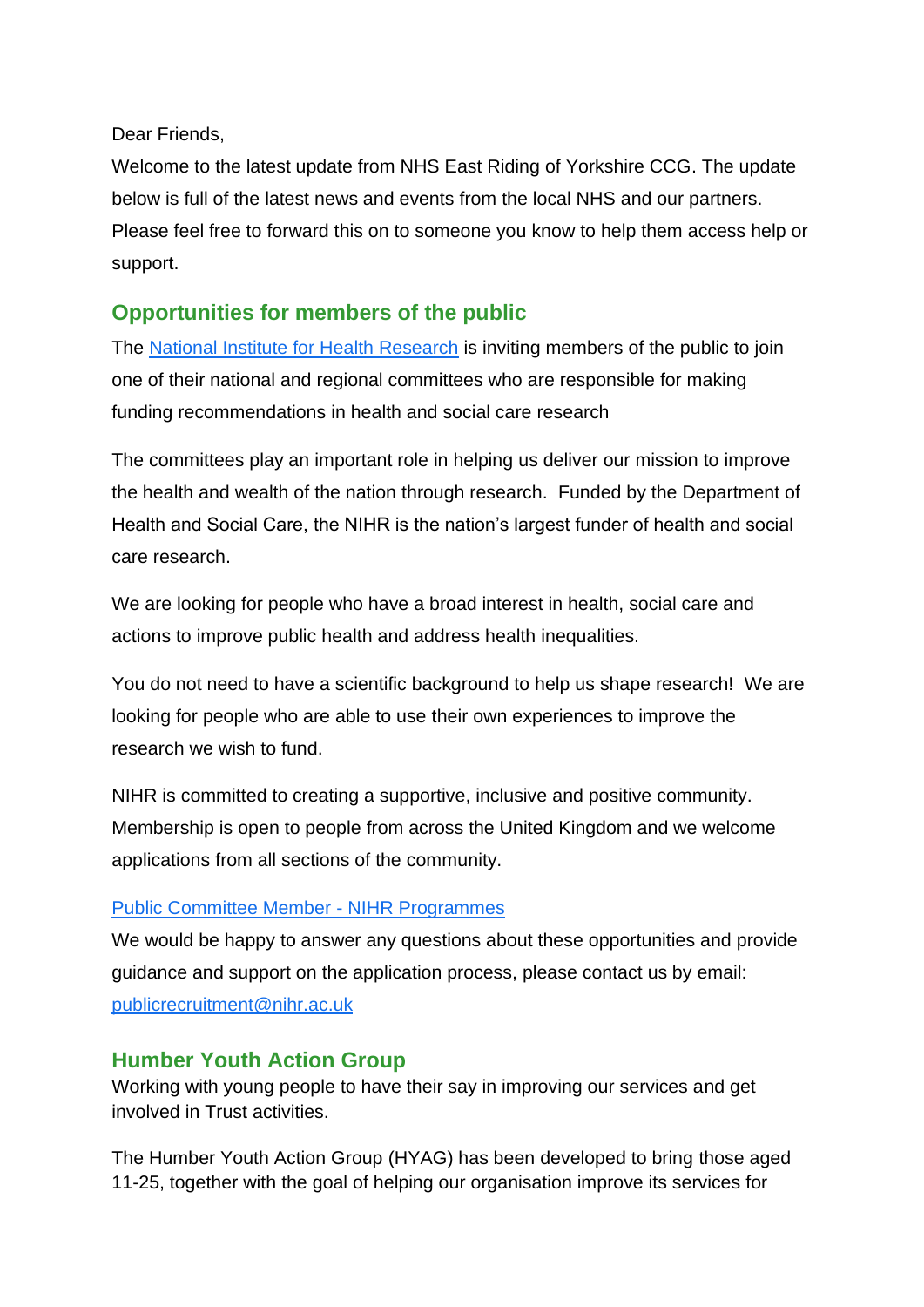Dear Friends,

Welcome to the latest update from NHS East Riding of Yorkshire CCG. The update below is full of the latest news and events from the local NHS and our partners. Please feel free to forward this on to someone you know to help them access help or support.

## Opportunities for members of the public

The [National Institute for Health Research](#) is inviting members of the public to join one of their national and regional committees who are responsible for making funding recommendations in health and social care research

The committees play an important role in helping us deliver our mission to improve the health and wealth of the nation through research. Funded by the Department of Health and Social Care, the NIHR is the nation's largest funder of health and social care research.

We are looking for people who have a broad interest in health, social care and actions to improve public health and address health inequalities.

You do not need to have a scientific background to help us shape research! We are looking for people who are able to use their own experiences to improve the research we wish to fund.

NIHR is committed to creating a supportive, inclusive and positive community. Membership is open to people from across the United Kingdom and we welcome applications from all sections of the community.

[Public Committee Member - NIHR Programmes](#)

We would be happy to answer any questions about these opportunities and provide guidance and support on the application process, please contact us by email: [publicrecruitment@nihr.ac.uk](mailto:publicrecruitment@nihr.ac.uk)

## Humber Youth Action Group

Working with young people to have their say in improving our services and get involved in Trust activities.

The Humber Youth Action Group (HYAG) has been developed to bring those aged 11-25, together with the goal of helping our organisation improve its services for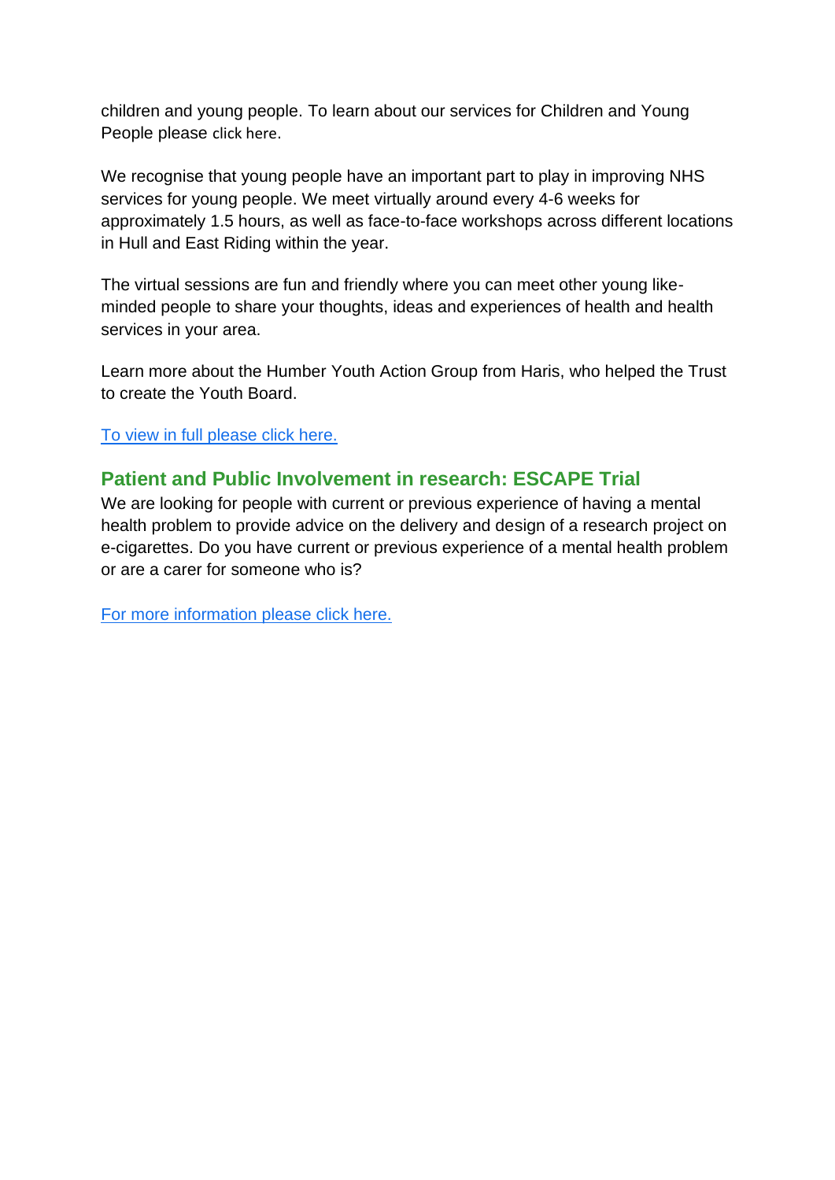children and young people. To learn about our services for Children and Young People please click here.

We recognise that young people have an important part to play in improving NHS services for young people. We meet virtually around every 4-6 weeks for approximately 1.5 hours, as well as face-to-face workshops across different locations in Hull and East Riding within the year.

The virtual sessions are fun and friendly where you can meet other young like-minded people to share your thoughts, ideas and experiences of health and health services in your area.

Learn more about the Humber Youth Action Group from Haris, who helped the Trust to create the Youth Board.

To view in full please click here.

## Patient and Public Involvement in research: ESCAPE Trial

We are looking for people with current or previous experience of having a mental health problem to provide advice on the delivery and design of a research project on e-cigarettes. Do you have current or previous experience of a mental health problem or are a carer for someone who is?

For more information please click here.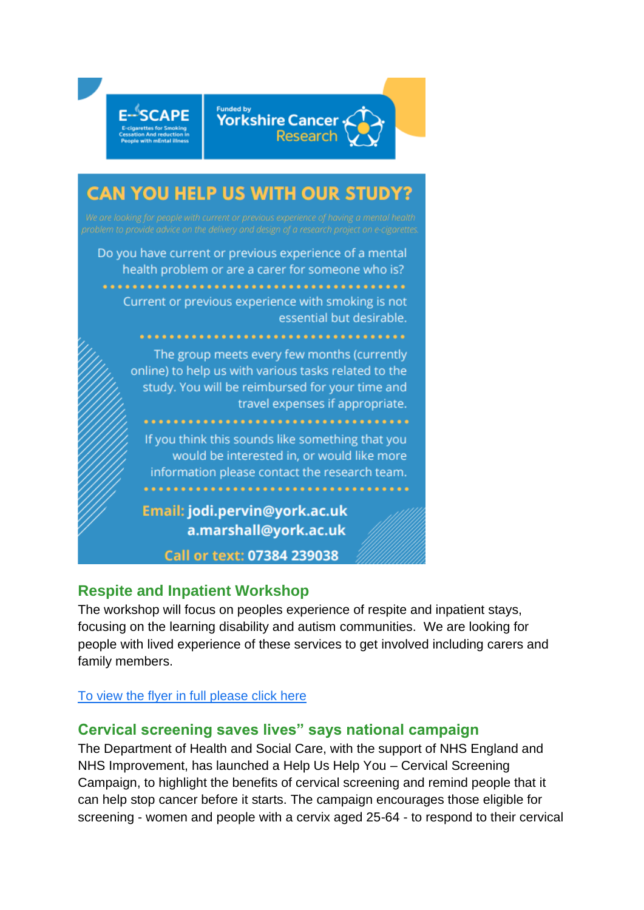E-SCAPE
E-cigarettes for Smoking Cessation And reduction in People with mEntal illness

Funded by Yorkshire Cancer Research

## CAN YOU HELP US WITH OUR STUDY?

*We are looking for people with current or previous experience of having a mental health problem to provide advice on the delivery and design of a research project on e-cigarettes.*

Do you have current or previous experience of a mental health problem or are a carer for someone who is?

Current or previous experience with smoking is not essential but desirable.

The group meets every few months (currently online) to help us with various tasks related to the study. You will be reimbursed for your time and travel expenses if appropriate.

If you think this sounds like something that you would be interested in, or would like more information please contact the research team.

**Email:** **jodi.pervin@york.ac.uk**
**a.marshall@york.ac.uk**

**Call or text: 07384 239038**

### Respite and Inpatient Workshop

The workshop will focus on peoples experience of respite and inpatient stays, focusing on the learning disability and autism communities. We are looking for people with lived experience of these services to get involved including carers and family members.

[To view the flyer in full please click here]()

### Cervical screening saves lives" says national campaign

The Department of Health and Social Care, with the support of NHS England and NHS Improvement, has launched a Help Us Help You – Cervical Screening Campaign, to highlight the benefits of cervical screening and remind people that it can help stop cancer before it starts. The campaign encourages those eligible for screening - women and people with a cervix aged 25-64 - to respond to their cervical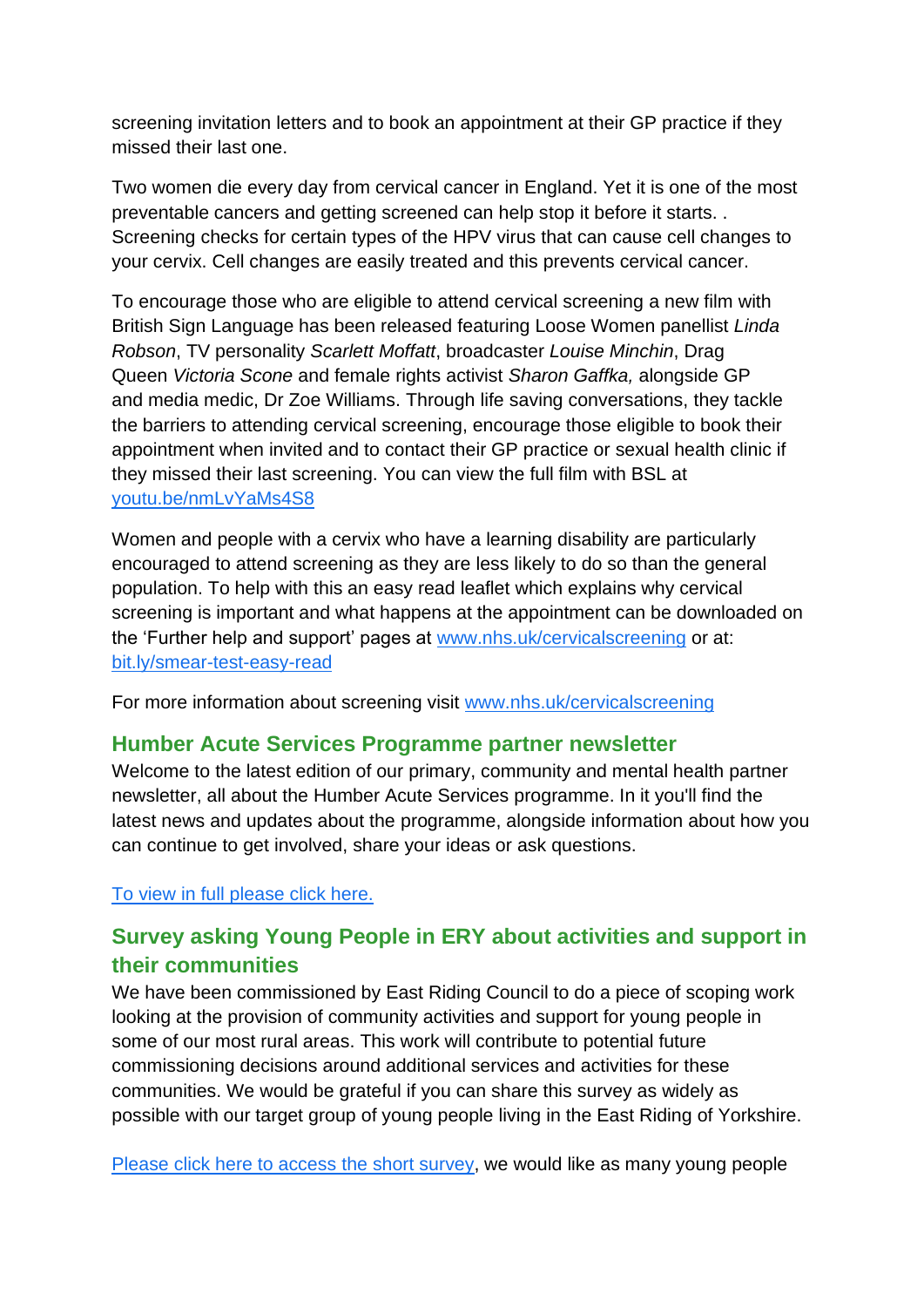screening invitation letters and to book an appointment at their GP practice if they missed their last one.

Two women die every day from cervical cancer in England. Yet it is one of the most preventable cancers and getting screened can help stop it before it starts. . Screening checks for certain types of the HPV virus that can cause cell changes to your cervix. Cell changes are easily treated and this prevents cervical cancer.

To encourage those who are eligible to attend cervical screening a new film with British Sign Language has been released featuring Loose Women panellist *Linda Robson*, TV personality *Scarlett Moffatt*, broadcaster *Louise Minchin*, Drag Queen *Victoria Scone* and female rights activist *Sharon Gaffka,* alongside GP and media medic, Dr Zoe Williams. Through life saving conversations, they tackle the barriers to attending cervical screening, encourage those eligible to book their appointment when invited and to contact their GP practice or sexual health clinic if they missed their last screening. You can view the full film with BSL at [youtu.be/nmLvYaMs4S8](youtu.be/nmLvYaMs4S8)

Women and people with a cervix who have a learning disability are particularly encouraged to attend screening as they are less likely to do so than the general population. To help with this an easy read leaflet which explains why cervical screening is important and what happens at the appointment can be downloaded on the 'Further help and support' pages at [www.nhs.uk/cervicalscreening](www.nhs.uk/cervicalscreening) or at: [bit.ly/smear-test-easy-read](bit.ly/smear-test-easy-read)

For more information about screening visit [www.nhs.uk/cervicalscreening](www.nhs.uk/cervicalscreening)

## Humber Acute Services Programme partner newsletter

Welcome to the latest edition of our primary, community and mental health partner newsletter, all about the Humber Acute Services programme. In it you'll find the latest news and updates about the programme, alongside information about how you can continue to get involved, share your ideas or ask questions.

To view in full please click here.

## Survey asking Young People in ERY about activities and support in their communities

We have been commissioned by East Riding Council to do a piece of scoping work looking at the provision of community activities and support for young people in some of our most rural areas. This work will contribute to potential future commissioning decisions around additional services and activities for these communities. We would be grateful if you can share this survey as widely as possible with our target group of young people living in the East Riding of Yorkshire.

Please click here to access the short survey, we would like as many young people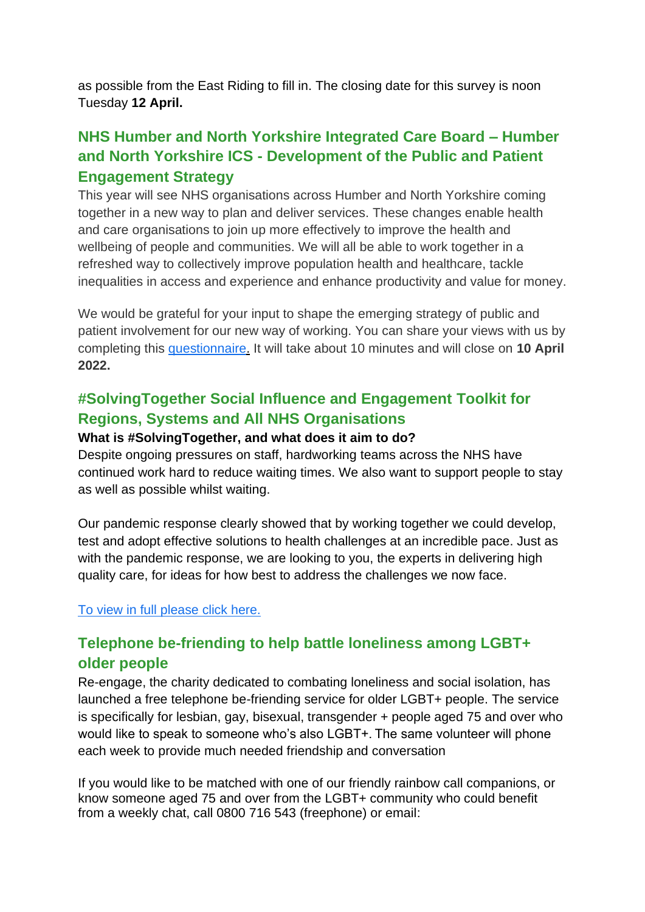as possible from the East Riding to fill in. The closing date for this survey is noon Tuesday **12 April.**

## NHS Humber and North Yorkshire Integrated Care Board – Humber and North Yorkshire ICS - Development of the Public and Patient Engagement Strategy

This year will see NHS organisations across Humber and North Yorkshire coming together in a new way to plan and deliver services. These changes enable health and care organisations to join up more effectively to improve the health and wellbeing of people and communities. We will all be able to work together in a refreshed way to collectively improve population health and healthcare, tackle inequalities in access and experience and enhance productivity and value for money.

We would be grateful for your input to shape the emerging strategy of public and patient involvement for our new way of working. You can share your views with us by completing this questionnaire. It will take about 10 minutes and will close on **10 April 2022.**

## #SolvingTogether Social Influence and Engagement Toolkit for Regions, Systems and All NHS Organisations

**What is #SolvingTogether, and what does it aim to do?**

Despite ongoing pressures on staff, hardworking teams across the NHS have continued work hard to reduce waiting times. We also want to support people to stay as well as possible whilst waiting.

Our pandemic response clearly showed that by working together we could develop, test and adopt effective solutions to health challenges at an incredible pace. Just as with the pandemic response, we are looking to you, the experts in delivering high quality care, for ideas for how best to address the challenges we now face.

To view in full please click here.

## Telephone be-friending to help battle loneliness among LGBT+ older people

Re-engage, the charity dedicated to combating loneliness and social isolation, has launched a free telephone be-friending service for older LGBT+ people. The service is specifically for lesbian, gay, bisexual, transgender + people aged 75 and over who would like to speak to someone who's also LGBT+. The same volunteer will phone each week to provide much needed friendship and conversation

If you would like to be matched with one of our friendly rainbow call companions, or know someone aged 75 and over from the LGBT+ community who could benefit from a weekly chat, call 0800 716 543 (freephone) or email: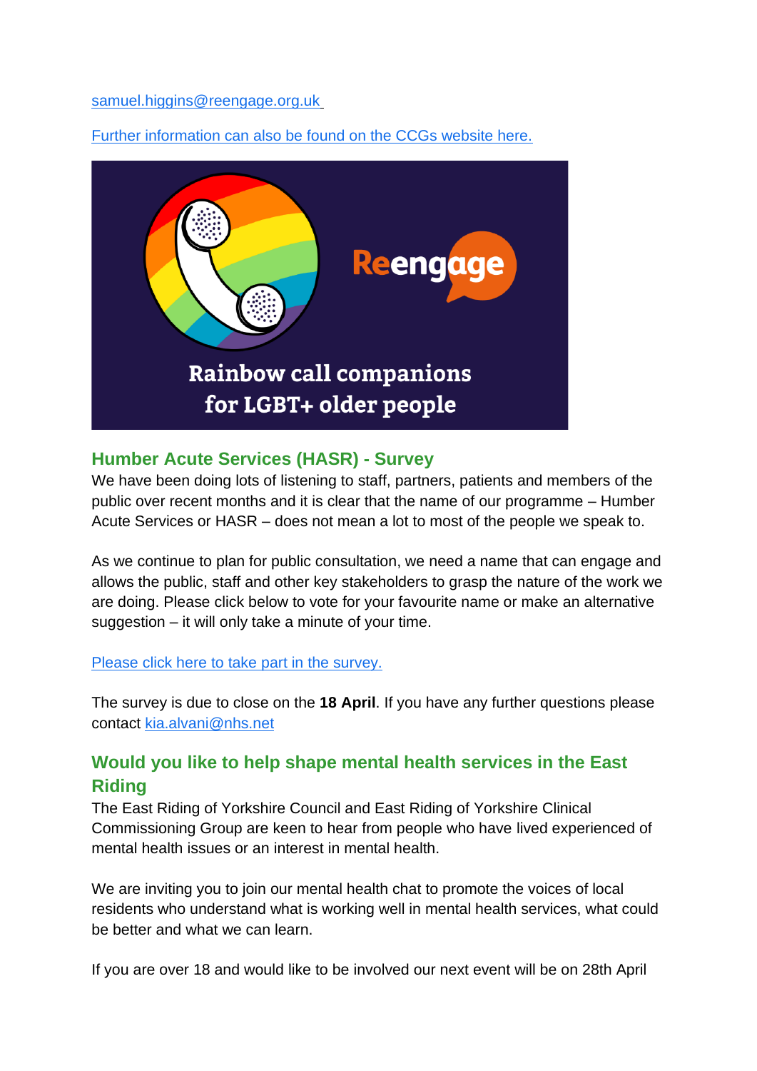samuel.higgins@reengage.org.uk

Further information can also be found on the CCGs website here.

## Humber Acute Services (HASR) - Survey

We have been doing lots of listening to staff, partners, patients and members of the public over recent months and it is clear that the name of our programme – Humber Acute Services or HASR – does not mean a lot to most of the people we speak to.

As we continue to plan for public consultation, we need a name that can engage and allows the public, staff and other key stakeholders to grasp the nature of the work we are doing. Please click below to vote for your favourite name or make an alternative suggestion – it will only take a minute of your time.

Please click here to take part in the survey.

The survey is due to close on the **18 April**. If you have any further questions please contact kia.alvani@nhs.net

## Would you like to help shape mental health services in the East Riding

The East Riding of Yorkshire Council and East Riding of Yorkshire Clinical Commissioning Group are keen to hear from people who have lived experienced of mental health issues or an interest in mental health.

We are inviting you to join our mental health chat to promote the voices of local residents who understand what is working well in mental health services, what could be better and what we can learn.

If you are over 18 and would like to be involved our next event will be on 28th April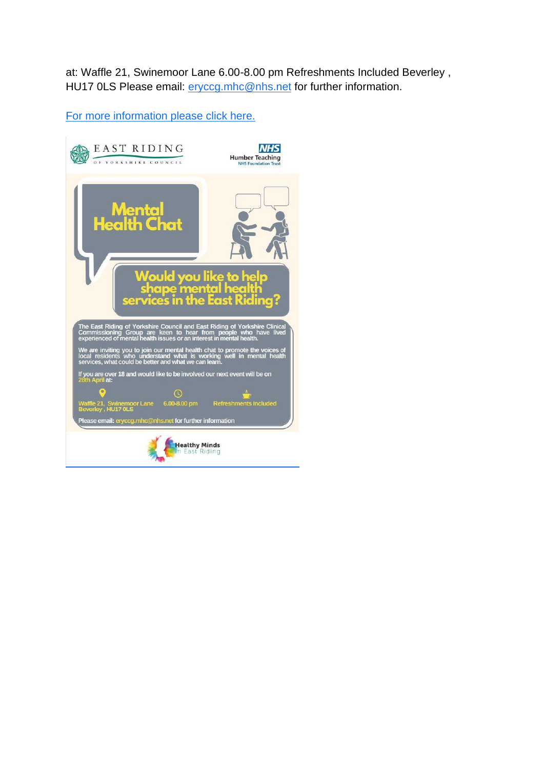at: Waffle 21, Swinemoor Lane 6.00-8.00 pm Refreshments Included Beverley , HU17 0LS Please email: eryccg.mhc@nhs.net for further information.

For more information please click here.

EAST RIDING OF YORKSHIRE COUNCIL

NHS Humber Teaching NHS Foundation Trust

# Mental Health Chat

## Would you like to help shape mental health services in the East Riding?

The East Riding of Yorkshire Council and East Riding of Yorkshire Clinical Commissioning Group are keen to hear from people who have lived experienced of mental health issues or an interest in mental health.

We are inviting you to join our mental health chat to promote the voices of local residents who understand what is working well in mental health services, what could be better and what we can learn.

If you are over 18 and would like to be involved our next event will be on 28th April at:

Waffle 21, Swinemoor Lane Beverley , HU17 0LS

6.00-8.00 pm

Refreshments Included

Please email: eryccg.mhc@nhs.net for further information

Healthy Minds in East Riding